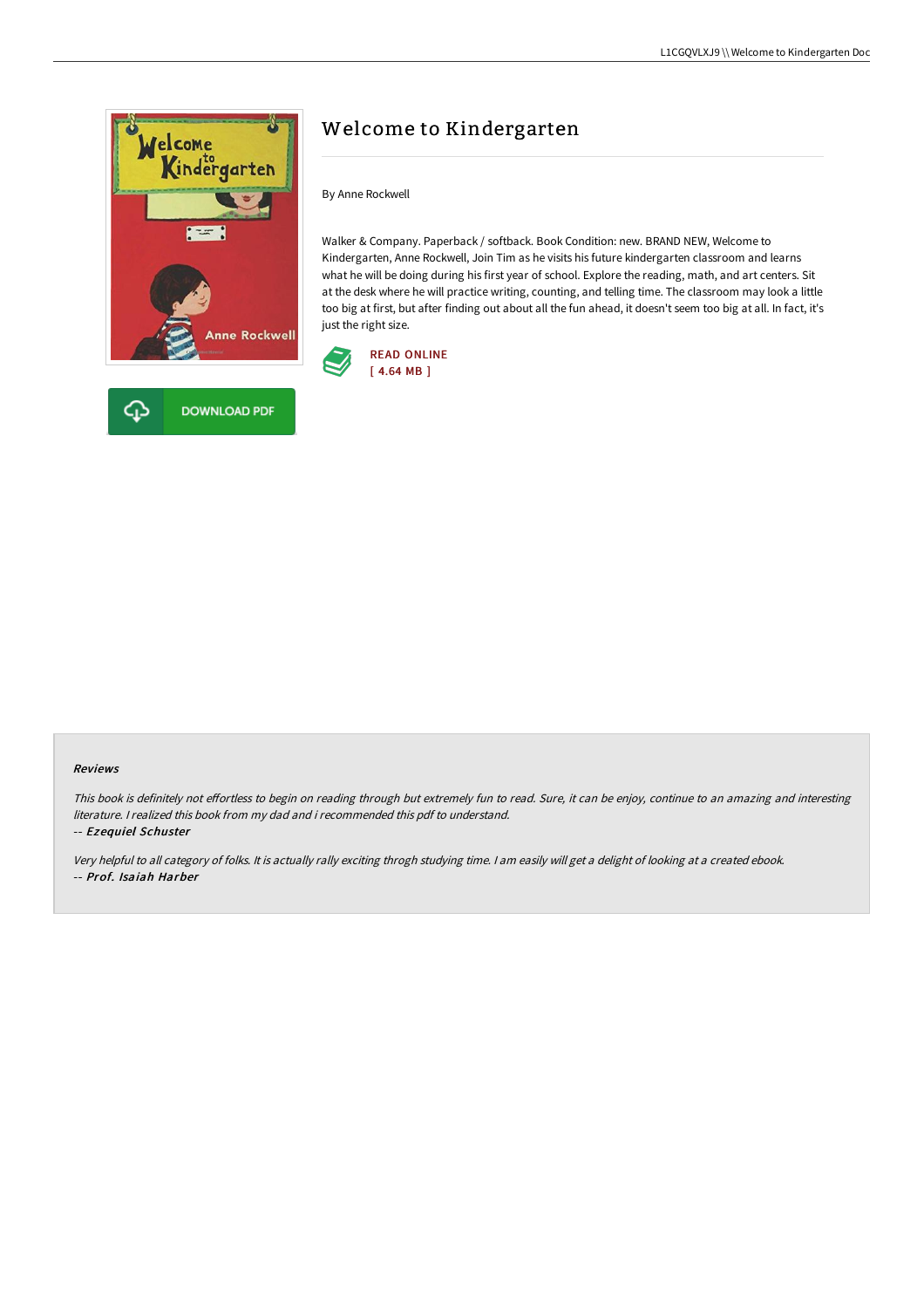# Welcome to Kindergarten

By Anne Rockwell

Walker & Company. Paperback / softback. Book Condition: new. BRAND NEW, Welcome to Kindergarten, Anne Rockwell, Join Tim as he visits his future kindergarten classroom and learns what he will be doing during his first year of school. Explore the reading, math, and art centers. Sit at the desk where he will practice writing, counting, and telling time. The classroom may look a little too big at first, but after finding out about all the fun ahead, it doesn't seem too big at all. In fact, it's just the right size.

READ ONLINE
[ 4.64 MB ]

DOWNLOAD PDF

### Reviews

*This book is definitely not effortless to begin on reading through but extremely fun to read. Sure, it can be enjoy, continue to an amazing and interesting literature. I realized this book from my dad and i recommended this pdf to understand.*

*-- Ezequiel Schuster*

*Very helpful to all category of folks. It is actually rally exciting throgh studying time. I am easily will get a delight of looking at a created ebook.*

*-- Prof. Isaiah Harber*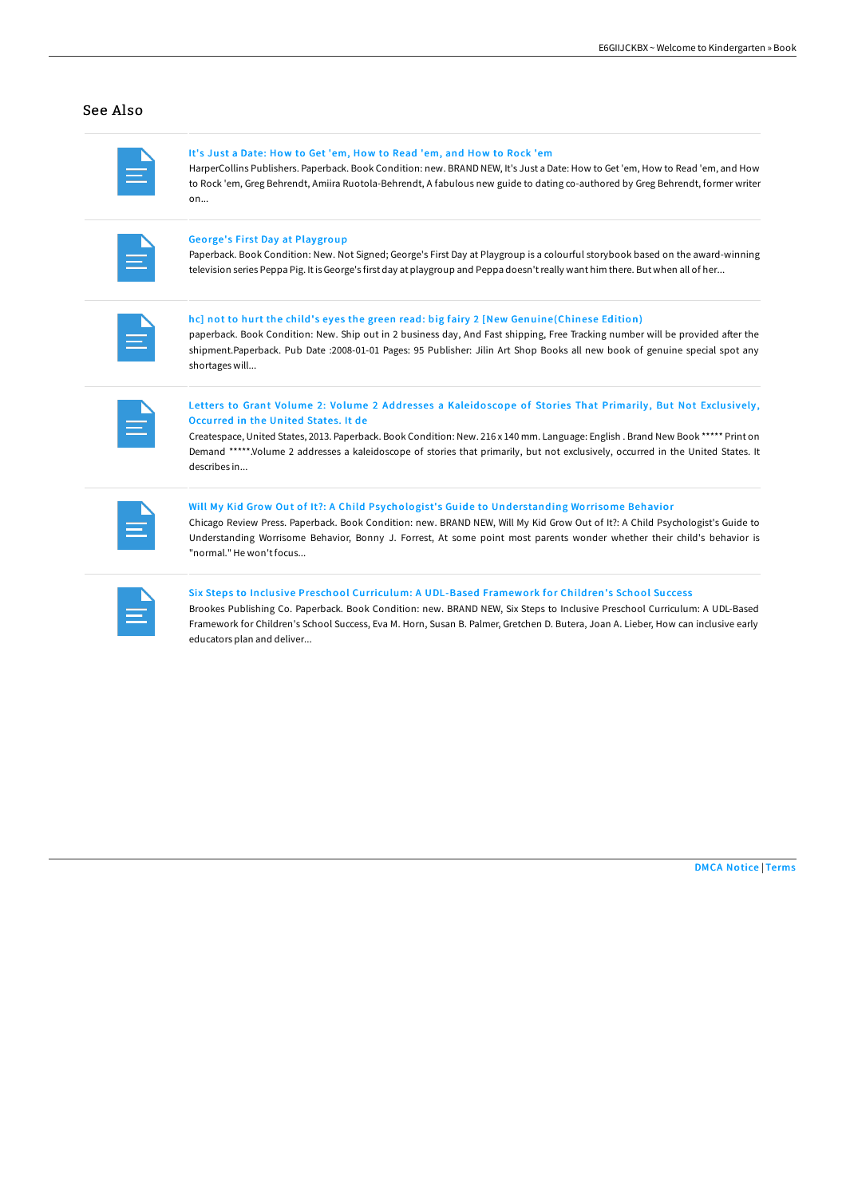## See Also

### It's Just a Date: How to Get 'em, How to Read 'em, and How to Rock 'em

HarperCollins Publishers. Paperback. Book Condition: new. BRAND NEW, It's Just a Date: How to Get 'em, How to Read 'em, and How to Rock 'em, Greg Behrendt, Amiira Ruotola-Behrendt, A fabulous new guide to dating co-authored by Greg Behrendt, former writer on...

### George's First Day at Playgroup

Paperback. Book Condition: New. Not Signed; George's First Day at Playgroup is a colourful storybook based on the award-winning television series Peppa Pig. It is George's first day at playgroup and Peppa doesn't really want him there. But when all of her...

### hc] not to hurt the child's eyes the green read: big fairy 2 [New Genuine(Chinese Edition)

paperback. Book Condition: New. Ship out in 2 business day, And Fast shipping, Free Tracking number will be provided after the shipment.Paperback. Pub Date :2008-01-01 Pages: 95 Publisher: Jilin Art Shop Books all new book of genuine special spot any shortages will...

### Letters to Grant Volume 2: Volume 2 Addresses a Kaleidoscope of Stories That Primarily, But Not Exclusively, Occurred in the United States. It de

Createspace, United States, 2013. Paperback. Book Condition: New. 216 x 140 mm. Language: English . Brand New Book ***** Print on Demand *****.Volume 2 addresses a kaleidoscope of stories that primarily, but not exclusively, occurred in the United States. It describes in...

### Will My Kid Grow Out of It?: A Child Psychologist's Guide to Understanding Worrisome Behavior

Chicago Review Press. Paperback. Book Condition: new. BRAND NEW, Will My Kid Grow Out of It?: A Child Psychologist's Guide to Understanding Worrisome Behavior, Bonny J. Forrest, At some point most parents wonder whether their child's behavior is "normal." He won't focus...

### Six Steps to Inclusive Preschool Curriculum: A UDL-Based Framework for Children's School Success

Brookes Publishing Co. Paperback. Book Condition: new. BRAND NEW, Six Steps to Inclusive Preschool Curriculum: A UDL-Based Framework for Children's School Success, Eva M. Horn, Susan B. Palmer, Gretchen D. Butera, Joan A. Lieber, How can inclusive early educators plan and deliver...

DMCA Notice | Terms